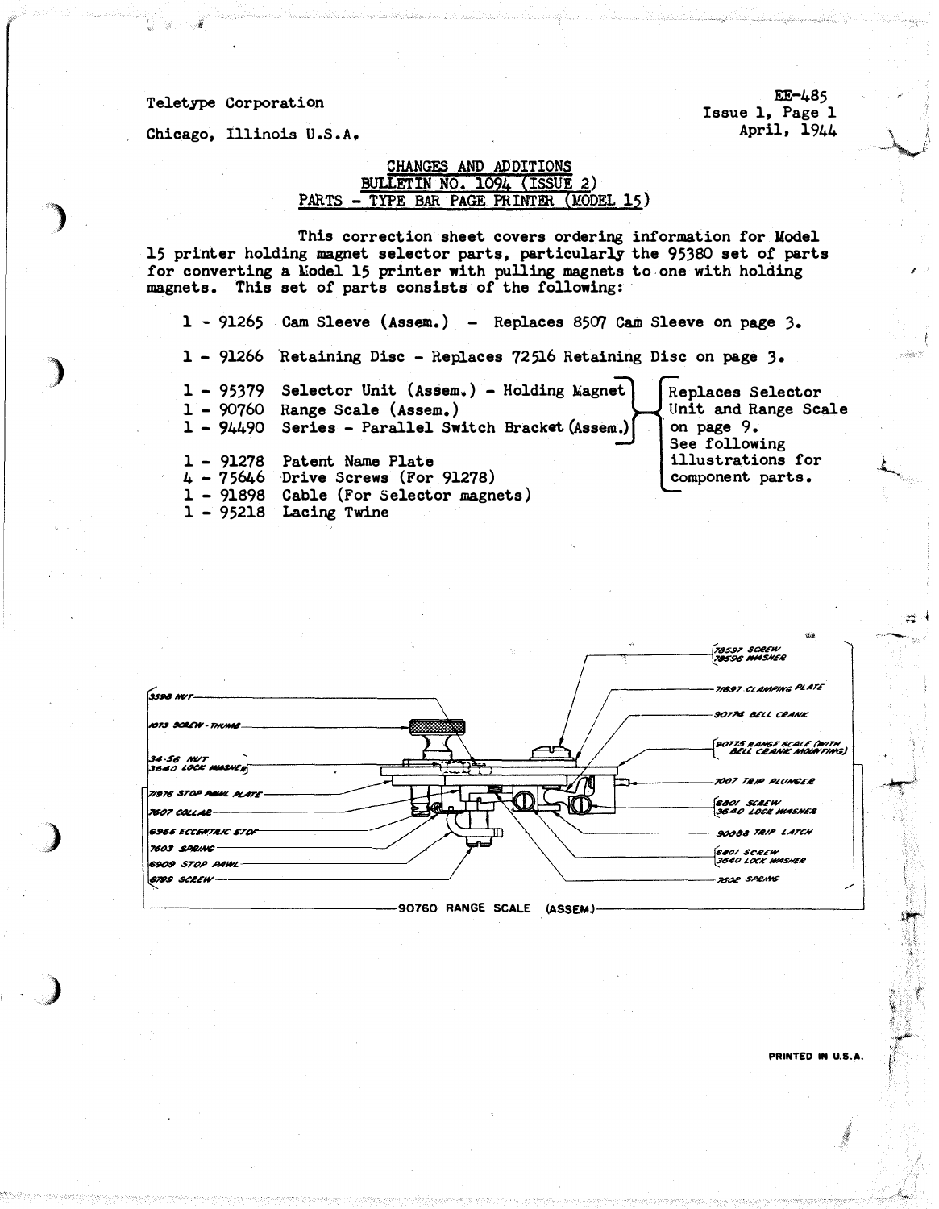Teletype Corporation

Chicago, Illinois U.S.A.

EE-485
Issue 1, Page 1
April, 1944

## CHANGES AND ADDITIONS
## BULLETIN NO. 1094 (ISSUE 2)
## PARTS - TYPE BAR PAGE PRINTER (MODEL 15)

This correction sheet covers ordering information for Model 15 printer holding magnet selector parts, particularly the 95380 set of parts for converting a Model 15 printer with pulling magnets to one with holding magnets. This set of parts consists of the following:

- 1 - 91265 Cam Sleeve (Assem.) - Replaces 8507 Cam Sleeve on page 3.
- 1 - 91266 Retaining Disc - Replaces 72516 Retaining Disc on page 3.
- 1 - 95379 Selector Unit (Assem.) - Holding Magnet
- 1 - 90760 Range Scale (Assem.)
- 1 - 94490 Series - Parallel Switch Bracket (Assem.)

  } Replaces Selector Unit and Range Scale on page 9. See following illustrations for component parts.

- 1 - 91278 Patent Name Plate
- 4 - 75646 Drive Screws (For 91278)
- 1 - 91898 Cable (For Selector magnets)
- 1 - 95218 Lacing Twine

3598 NUT
1073 SCREW - THUMB
3456 NUT
3640 LOCK WASHER
71976 STOP PAWL PLATE
7607 COLLAR
6966 ECCENTRIC STOP
7603 SPRING
6909 STOP PAWL
6709 SCREW
78597 SCREW
78596 WASHER
71697 CLAMPING PLATE
90774 BELL CRANK
90775 RANGE SCALE (WITH BELL CRANK MOUNTING)
7007 TRIP PLUNGER
6801 SCREW
3640 LOCK WASHER
90088 TRIP LATCH
6801 SCREW
3640 LOCK WASHER
7502 SPRING

90760 RANGE SCALE (ASSEM.)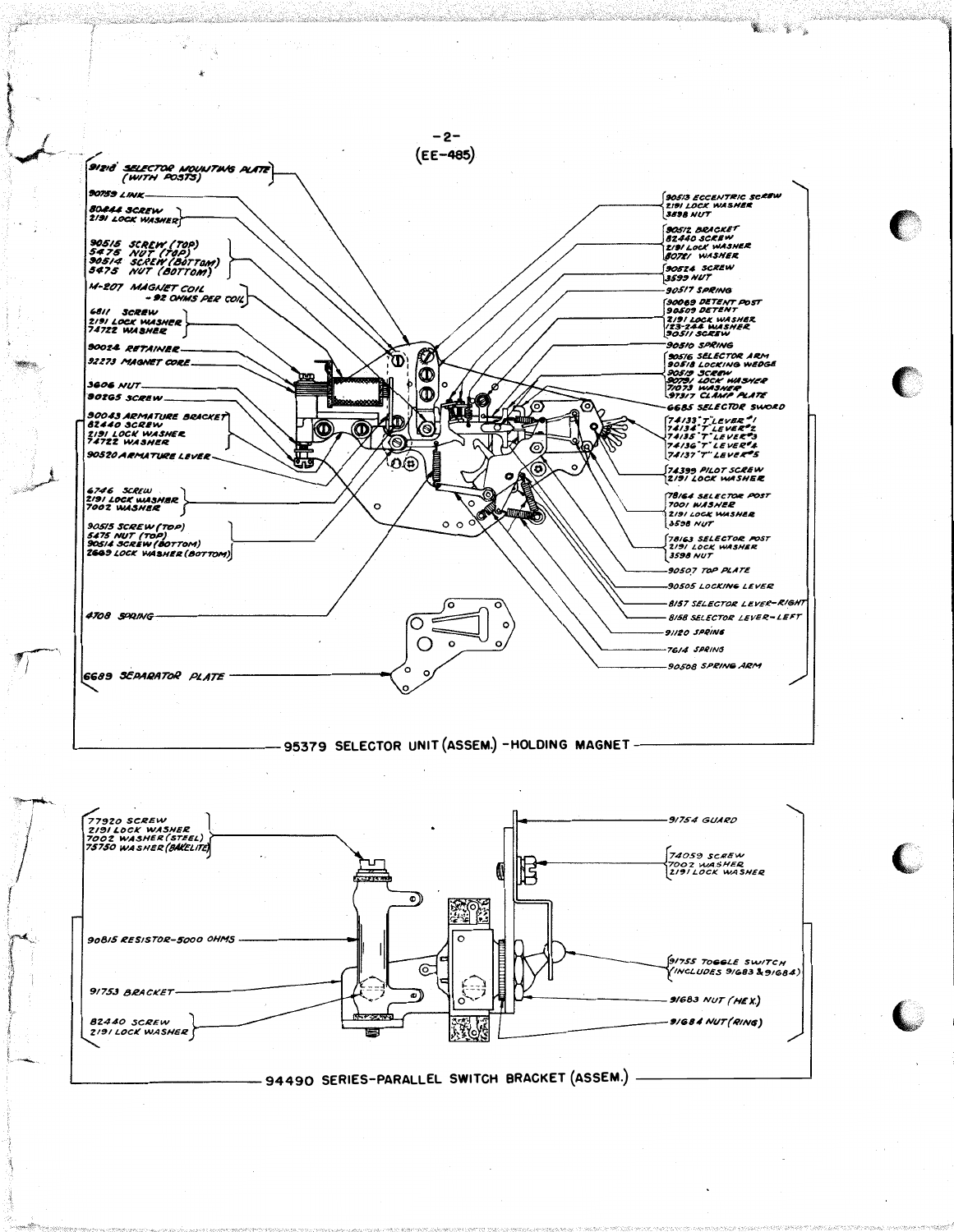(EE-485)

91218 SELECTOR MOUNTING PLATE (WITH POSTS)

90759 LINK

80844 SCREW
2191 LOCK WASHER

90515 SCREW (TOP)
5475 NUT (TOP)
90514 SCREW (BOTTOM)
5475 NUT (BOTTOM)

M-207 MAGNET COIL - 92 OHMS PER COIL

6811 SCREW
2191 LOCK WASHER
74722 WASHER

90024 RETAINER

92273 MAGNET CORE

3606 NUT

80265 SCREW

90043 ARMATURE BRACKET
82440 SCREW
2191 LOCK WASHER
74722 WASHER

90520 ARMATURE LEVER

6746 SCREW
2191 LOCK WASHER
7002 WASHER

90515 SCREW (TOP)
5475 NUT (TOP)
90514 SCREW (BOTTOM)
2669 LOCK WASHER (BOTTOM)

4708 SPRING

6689 SEPARATOR PLATE

90513 ECCENTRIC SCREW
2191 LOCK WASHER
3598 NUT

90512 BRACKET
82440 SCREW
2191 LOCK WASHER
80781 WASHER

90524 SCREW
3599 NUT

90517 SPRING

90069 DETENT POST
90509 DETENT
2191 LOCK WASHER
123-244 WASHER
90511 SCREW

90510 SPRING

90516 SELECTOR ARM
90518 LOCKING WEDGE
90519 SCREW
90791 LOCK WASHER
71073 WASHER
91317 CLAMP PLATE

6685 SELECTOR SWORD

74133 "T" LEVER #1
74134 "T" LEVER #2
74135 "T" LEVER #3
74136 "T" LEVER #4
74137 "T" LEVER #5

74399 PILOT SCREW
2191 LOCK WASHER

78164 SELECTOR POST
7001 WASHER
2191 LOCK WASHER
3598 NUT

78163 SELECTOR POST
2191 LOCK WASHER
3598 NUT

90507 TOP PLATE

90505 LOCKING LEVER

8157 SELECTOR LEVER-RIGHT

8158 SELECTOR LEVER-LEFT

91120 SPRING

7614 SPRING

90508 SPRING ARM

95379 SELECTOR UNIT (ASSEM.) - HOLDING MAGNET

77920 SCREW
2191 LOCK WASHER
7002 WASHER (STEEL)
75750 WASHER (BAKELITE)

90815 RESISTOR-5000 OHMS

91753 BRACKET

82440 SCREW
2191 LOCK WASHER

91754 GUARD

74059 SCREW
7002 WASHER
2191 LOCK WASHER

91755 TOGGLE SWITCH (INCLUDES 91683 & 91684)

91683 NUT (HEX.)

91684 NUT (RING)

94490 SERIES-PARALLEL SWITCH BRACKET (ASSEM.)